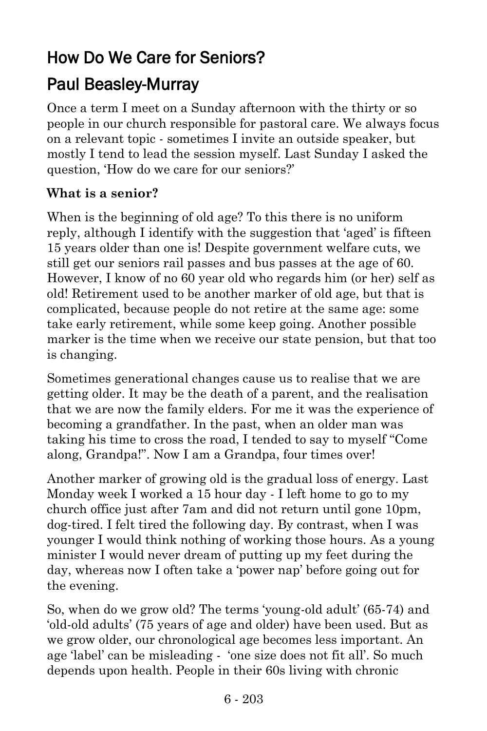# How Do We Care for Seniors?

## Paul Beasley-Murray

Once a term I meet on a Sunday afternoon with the thirty or so people in our church responsible for pastoral care. We always focus on a relevant topic - sometimes I invite an outside speaker, but mostly I tend to lead the session myself. Last Sunday I asked the question, 'How do we care for our seniors?'

**What is a senior?**

When is the beginning of old age? To this there is no uniform reply, although I identify with the suggestion that 'aged' is fifteen 15 years older than one is! Despite government welfare cuts, we still get our seniors rail passes and bus passes at the age of 60. However, I know of no 60 year old who regards him (or her) self as old! Retirement used to be another marker of old age, but that is complicated, because people do not retire at the same age: some take early retirement, while some keep going. Another possible marker is the time when we receive our state pension, but that too is changing.

Sometimes generational changes cause us to realise that we are getting older. It may be the death of a parent, and the realisation that we are now the family elders. For me it was the experience of becoming a grandfather. In the past, when an older man was taking his time to cross the road, I tended to say to myself "Come along, Grandpa!". Now I am a Grandpa, four times over!

Another marker of growing old is the gradual loss of energy. Last Monday week I worked a 15 hour day - I left home to go to my church office just after 7am and did not return until gone 10pm, dog-tired. I felt tired the following day. By contrast, when I was younger I would think nothing of working those hours. As a young minister I would never dream of putting up my feet during the day, whereas now I often take a 'power nap' before going out for the evening.

So, when do we grow old? The terms 'young-old adult' (65-74) and 'old-old adults' (75 years of age and older) have been used. But as we grow older, our chronological age becomes less important. An age 'label' can be misleading - 'one size does not fit all'. So much depends upon health. People in their 60s living with chronic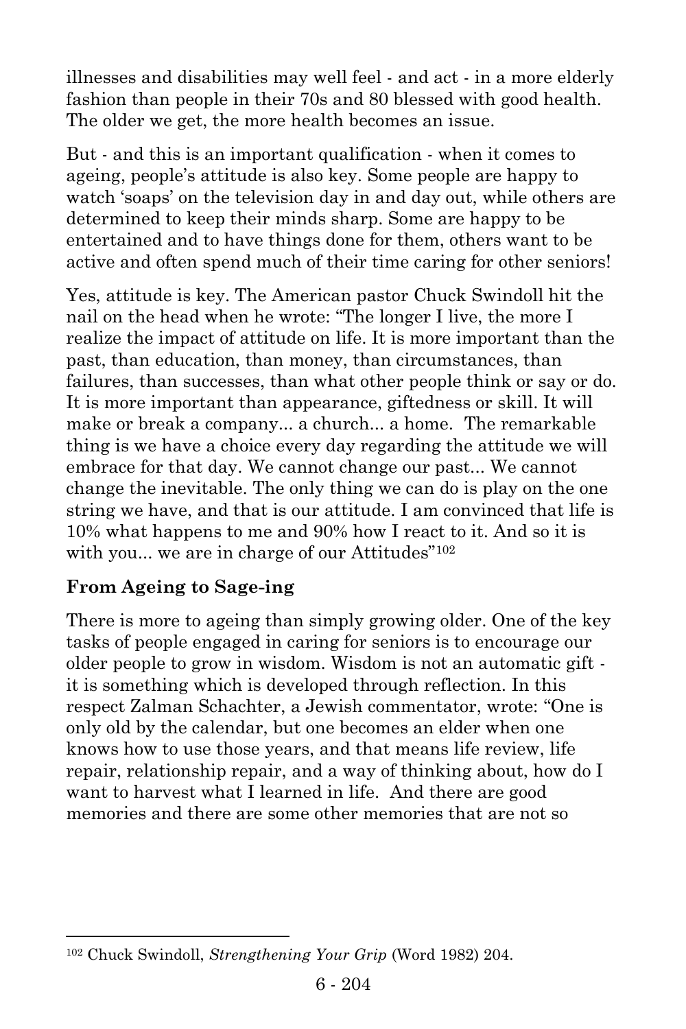illnesses and disabilities may well feel - and act - in a more elderly fashion than people in their 70s and 80 blessed with good health. The older we get, the more health becomes an issue.

But - and this is an important qualification - when it comes to ageing, people's attitude is also key. Some people are happy to watch 'soaps' on the television day in and day out, while others are determined to keep their minds sharp. Some are happy to be entertained and to have things done for them, others want to be active and often spend much of their time caring for other seniors!

Yes, attitude is key. The American pastor Chuck Swindoll hit the nail on the head when he wrote: "The longer I live, the more I realize the impact of attitude on life. It is more important than the past, than education, than money, than circumstances, than failures, than successes, than what other people think or say or do. It is more important than appearance, giftedness or skill. It will make or break a company... a church... a home. The remarkable thing is we have a choice every day regarding the attitude we will embrace for that day. We cannot change our past... We cannot change the inevitable. The only thing we can do is play on the one string we have, and that is our attitude. I am convinced that life is 10% what happens to me and 90% how I react to it. And so it is with you... we are in charge of our Attitudes"[102]

**From Ageing to Sage-ing**

There is more to ageing than simply growing older. One of the key tasks of people engaged in caring for seniors is to encourage our older people to grow in wisdom. Wisdom is not an automatic gift - it is something which is developed through reflection. In this respect Zalman Schachter, a Jewish commentator, wrote: "One is only old by the calendar, but one becomes an elder when one knows how to use those years, and that means life review, life repair, relationship repair, and a way of thinking about, how do I want to harvest what I learned in life. And there are good memories and there are some other memories that are not so

[102] Chuck Swindoll, *Strengthening Your Grip* (Word 1982) 204.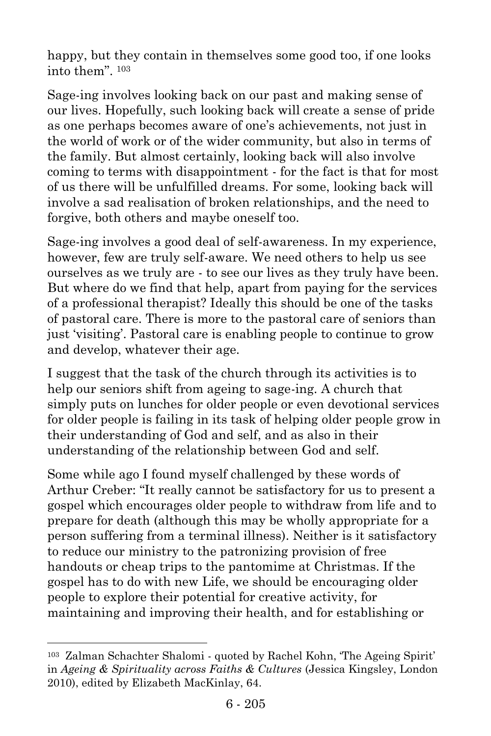happy, but they contain in themselves some good too, if one looks into them". [103]

Sage-ing involves looking back on our past and making sense of our lives. Hopefully, such looking back will create a sense of pride as one perhaps becomes aware of one's achievements, not just in the world of work or of the wider community, but also in terms of the family. But almost certainly, looking back will also involve coming to terms with disappointment - for the fact is that for most of us there will be unfulfilled dreams. For some, looking back will involve a sad realisation of broken relationships, and the need to forgive, both others and maybe oneself too.

Sage-ing involves a good deal of self-awareness. In my experience, however, few are truly self-aware. We need others to help us see ourselves as we truly are - to see our lives as they truly have been. But where do we find that help, apart from paying for the services of a professional therapist? Ideally this should be one of the tasks of pastoral care. There is more to the pastoral care of seniors than just 'visiting'. Pastoral care is enabling people to continue to grow and develop, whatever their age.

I suggest that the task of the church through its activities is to help our seniors shift from ageing to sage-ing. A church that simply puts on lunches for older people or even devotional services for older people is failing in its task of helping older people grow in their understanding of God and self, and as also in their understanding of the relationship between God and self.

Some while ago I found myself challenged by these words of Arthur Creber: "It really cannot be satisfactory for us to present a gospel which encourages older people to withdraw from life and to prepare for death (although this may be wholly appropriate for a person suffering from a terminal illness). Neither is it satisfactory to reduce our ministry to the patronizing provision of free handouts or cheap trips to the pantomime at Christmas. If the gospel has to do with new Life, we should be encouraging older people to explore their potential for creative activity, for maintaining and improving their health, and for establishing or

---

[103] Zalman Schachter Shalomi - quoted by Rachel Kohn, 'The Ageing Spirit' in *Ageing & Spirituality across Faiths & Cultures* (Jessica Kingsley, London 2010), edited by Elizabeth MacKinlay, 64.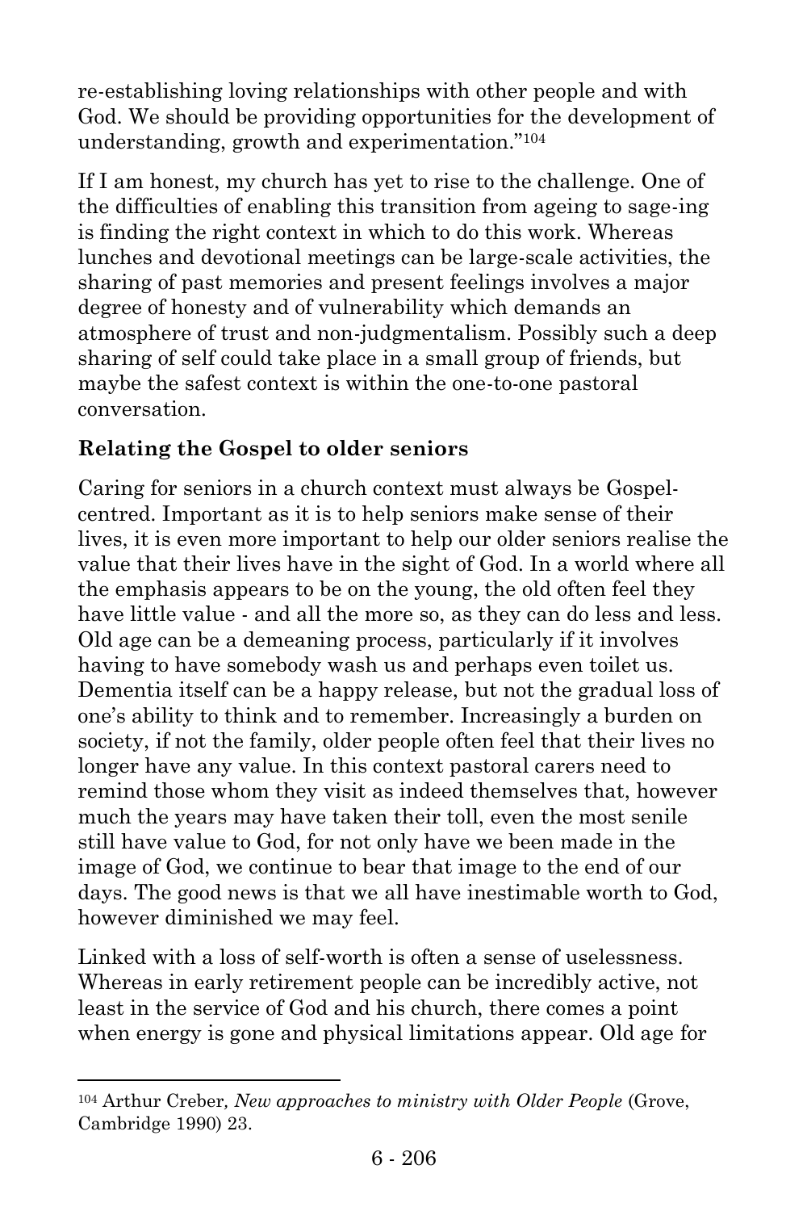re-establishing loving relationships with other people and with God. We should be providing opportunities for the development of understanding, growth and experimentation."[104]

If I am honest, my church has yet to rise to the challenge. One of the difficulties of enabling this transition from ageing to sage-ing is finding the right context in which to do this work. Whereas lunches and devotional meetings can be large-scale activities, the sharing of past memories and present feelings involves a major degree of honesty and of vulnerability which demands an atmosphere of trust and non-judgmentalism. Possibly such a deep sharing of self could take place in a small group of friends, but maybe the safest context is within the one-to-one pastoral conversation.

**Relating the Gospel to older seniors**

Caring for seniors in a church context must always be Gospel-centred. Important as it is to help seniors make sense of their lives, it is even more important to help our older seniors realise the value that their lives have in the sight of God. In a world where all the emphasis appears to be on the young, the old often feel they have little value - and all the more so, as they can do less and less. Old age can be a demeaning process, particularly if it involves having to have somebody wash us and perhaps even toilet us. Dementia itself can be a happy release, but not the gradual loss of one's ability to think and to remember. Increasingly a burden on society, if not the family, older people often feel that their lives no longer have any value. In this context pastoral carers need to remind those whom they visit as indeed themselves that, however much the years may have taken their toll, even the most senile still have value to God, for not only have we been made in the image of God, we continue to bear that image to the end of our days. The good news is that we all have inestimable worth to God, however diminished we may feel.

Linked with a loss of self-worth is often a sense of uselessness. Whereas in early retirement people can be incredibly active, not least in the service of God and his church, there comes a point when energy is gone and physical limitations appear. Old age for

---

[104] Arthur Creber, *New approaches to ministry with Older People* (Grove, Cambridge 1990) 23.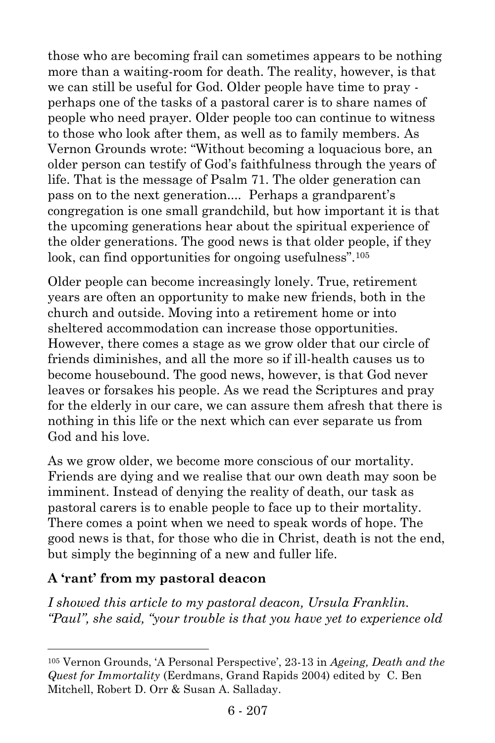those who are becoming frail can sometimes appears to be nothing more than a waiting-room for death. The reality, however, is that we can still be useful for God. Older people have time to pray - perhaps one of the tasks of a pastoral carer is to share names of people who need prayer. Older people too can continue to witness to those who look after them, as well as to family members. As Vernon Grounds wrote: "Without becoming a loquacious bore, an older person can testify of God's faithfulness through the years of life. That is the message of Psalm 71. The older generation can pass on to the next generation.... Perhaps a grandparent's congregation is one small grandchild, but how important it is that the upcoming generations hear about the spiritual experience of the older generations. The good news is that older people, if they look, can find opportunities for ongoing usefulness".[105]

Older people can become increasingly lonely. True, retirement years are often an opportunity to make new friends, both in the church and outside. Moving into a retirement home or into sheltered accommodation can increase those opportunities. However, there comes a stage as we grow older that our circle of friends diminishes, and all the more so if ill-health causes us to become housebound. The good news, however, is that God never leaves or forsakes his people. As we read the Scriptures and pray for the elderly in our care, we can assure them afresh that there is nothing in this life or the next which can ever separate us from God and his love.

As we grow older, we become more conscious of our mortality. Friends are dying and we realise that our own death may soon be imminent. Instead of denying the reality of death, our task as pastoral carers is to enable people to face up to their mortality. There comes a point when we need to speak words of hope. The good news is that, for those who die in Christ, death is not the end, but simply the beginning of a new and fuller life.

### A 'rant' from my pastoral deacon

*I showed this article to my pastoral deacon, Ursula Franklin. "Paul", she said, "your trouble is that you have yet to experience old*

---

[105] Vernon Grounds, 'A Personal Perspective', 23-13 in *Ageing, Death and the Quest for Immortality* (Eerdmans, Grand Rapids 2004) edited by C. Ben Mitchell, Robert D. Orr & Susan A. Salladay.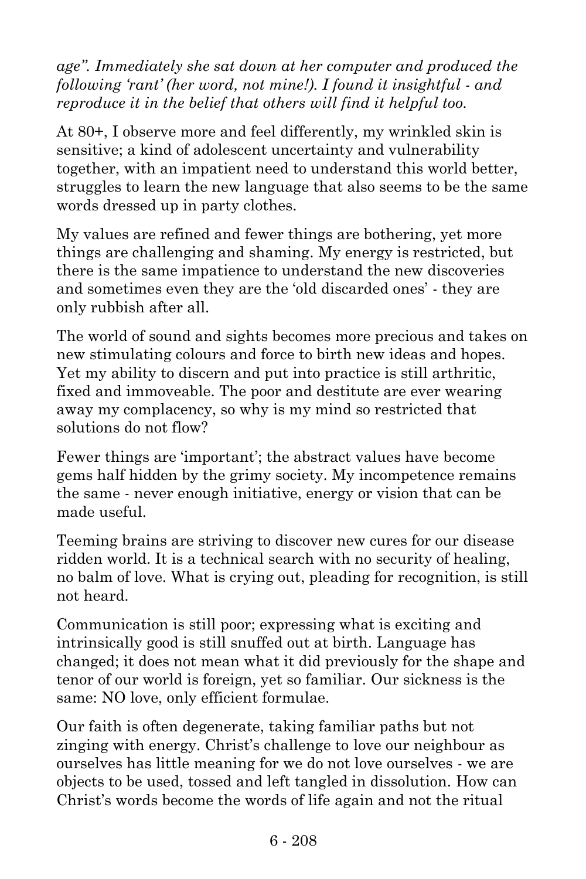*age". Immediately she sat down at her computer and produced the following 'rant' (her word, not mine!). I found it insightful - and reproduce it in the belief that others will find it helpful too.*

At 80+, I observe more and feel differently, my wrinkled skin is sensitive; a kind of adolescent uncertainty and vulnerability together, with an impatient need to understand this world better, struggles to learn the new language that also seems to be the same words dressed up in party clothes.

My values are refined and fewer things are bothering, yet more things are challenging and shaming. My energy is restricted, but there is the same impatience to understand the new discoveries and sometimes even they are the 'old discarded ones' - they are only rubbish after all.

The world of sound and sights becomes more precious and takes on new stimulating colours and force to birth new ideas and hopes. Yet my ability to discern and put into practice is still arthritic, fixed and immoveable. The poor and destitute are ever wearing away my complacency, so why is my mind so restricted that solutions do not flow?

Fewer things are 'important'; the abstract values have become gems half hidden by the grimy society. My incompetence remains the same - never enough initiative, energy or vision that can be made useful.

Teeming brains are striving to discover new cures for our disease ridden world. It is a technical search with no security of healing, no balm of love. What is crying out, pleading for recognition, is still not heard.

Communication is still poor; expressing what is exciting and intrinsically good is still snuffed out at birth. Language has changed; it does not mean what it did previously for the shape and tenor of our world is foreign, yet so familiar. Our sickness is the same: NO love, only efficient formulae.

Our faith is often degenerate, taking familiar paths but not zinging with energy. Christ's challenge to love our neighbour as ourselves has little meaning for we do not love ourselves - we are objects to be used, tossed and left tangled in dissolution. How can Christ's words become the words of life again and not the ritual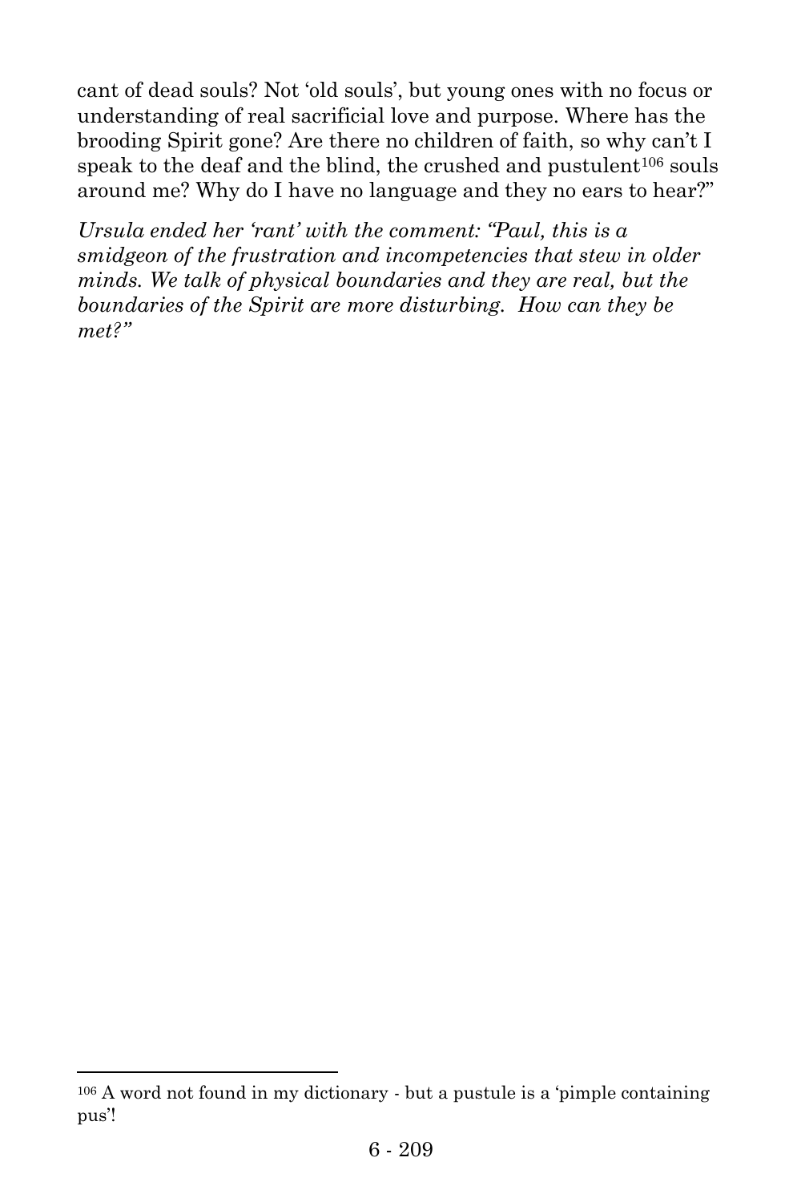cant of dead souls? Not 'old souls', but young ones with no focus or understanding of real sacrificial love and purpose. Where has the brooding Spirit gone? Are there no children of faith, so why can't I speak to the deaf and the blind, the crushed and pustulent[106] souls around me? Why do I have no language and they no ears to hear?"

*Ursula ended her 'rant' with the comment: "Paul, this is a smidgeon of the frustration and incompetencies that stew in older minds. We talk of physical boundaries and they are real, but the boundaries of the Spirit are more disturbing. How can they be met?"*

---

[106] A word not found in my dictionary - but a pustule is a 'pimple containing pus'!